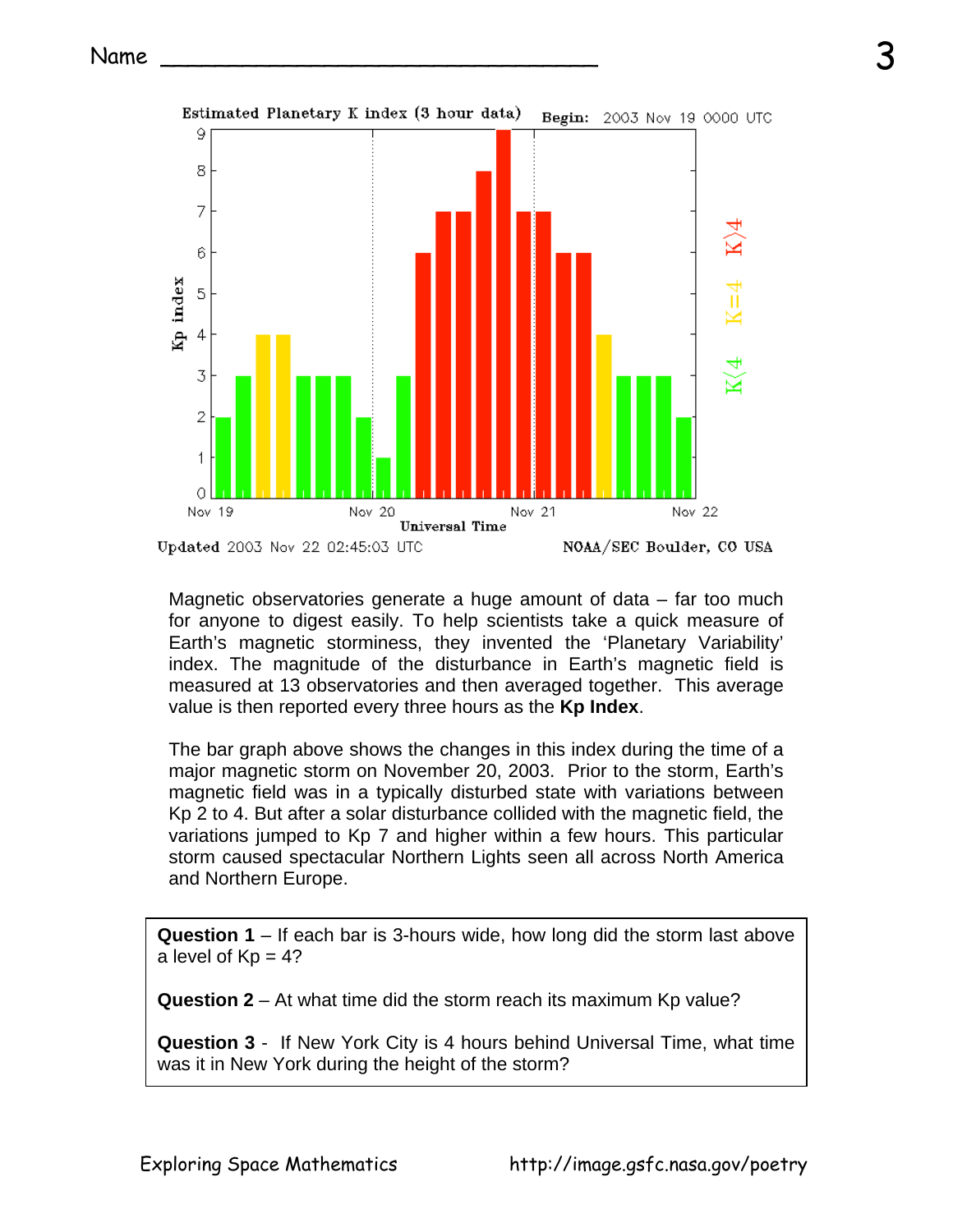Name ________________________________

Estimated Planetary K index (3 hour data) Begin: 2003 Nov 19 0000 UTC

Updated 2003 Nov 22 02:45:03 UTC NOAA/SEC Boulder, CO USA

Magnetic observatories generate a huge amount of data – far too much for anyone to digest easily. To help scientists take a quick measure of Earth's magnetic storminess, they invented the 'Planetary Variability' index. The magnitude of the disturbance in Earth's magnetic field is measured at 13 observatories and then averaged together. This average value is then reported every three hours as the **Kp Index**.

The bar graph above shows the changes in this index during the time of a major magnetic storm on November 20, 2003. Prior to the storm, Earth's magnetic field was in a typically disturbed state with variations between Kp 2 to 4. But after a solar disturbance collided with the magnetic field, the variations jumped to Kp 7 and higher within a few hours. This particular storm caused spectacular Northern Lights seen all across North America and Northern Europe.

**Question 1** – If each bar is 3-hours wide, how long did the storm last above a level of Kp = 4?

**Question 2** – At what time did the storm reach its maximum Kp value?

**Question 3** - If New York City is 4 hours behind Universal Time, what time was it in New York during the height of the storm?

Exploring Space Mathematics http://image.gsfc.nasa.gov/poetry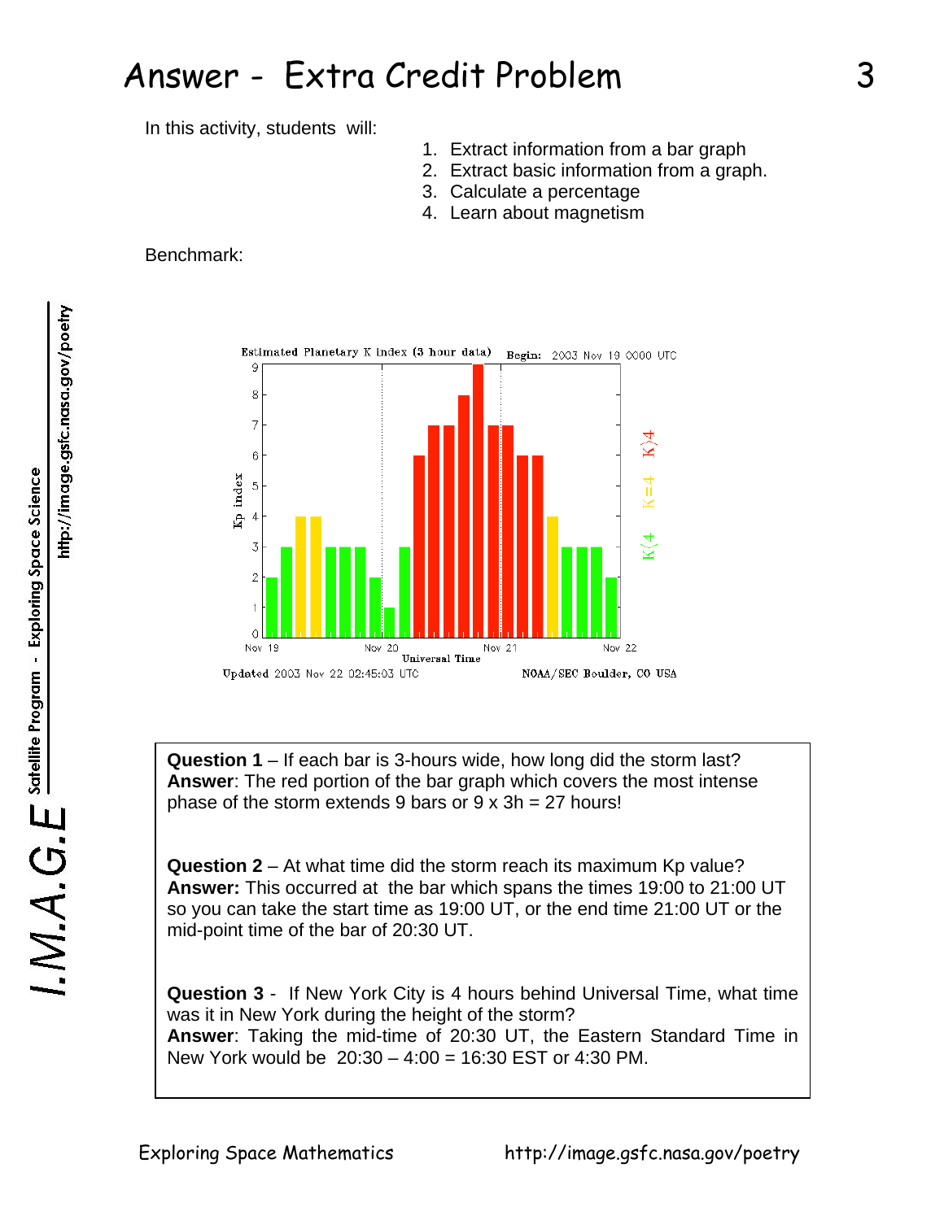# Answer - Extra Credit Problem

In this activity, students will:

1. Extract information from a bar graph
2. Extract basic information from a graph.
3. Calculate a percentage
4. Learn about magnetism

Benchmark:

Estimated Planetary K index (3 hour data) Begin: 2003 Nov 19 0000 UTC

Kp index

9
8
7
6
5
4
3
2
1
0

Nov 19 Nov 20 Nov 21 Nov 22

Universal Time

K>4 K=4 K<4

Updated 2003 Nov 22 02:45:03 UTC NOAA/SEC Boulder, CO USA

**Question 1** – If each bar is 3-hours wide, how long did the storm last?
**Answer**: The red portion of the bar graph which covers the most intense phase of the storm extends 9 bars or 9 x 3h = 27 hours!

**Question 2** – At what time did the storm reach its maximum Kp value?
**Answer:** This occurred at the bar which spans the times 19:00 to 21:00 UT so you can take the start time as 19:00 UT, or the end time 21:00 UT or the mid-point time of the bar of 20:30 UT.

**Question 3** - If New York City is 4 hours behind Universal Time, what time was it in New York during the height of the storm?
**Answer**: Taking the mid-time of 20:30 UT, the Eastern Standard Time in New York would be 20:30 – 4:00 = 16:30 EST or 4:30 PM.